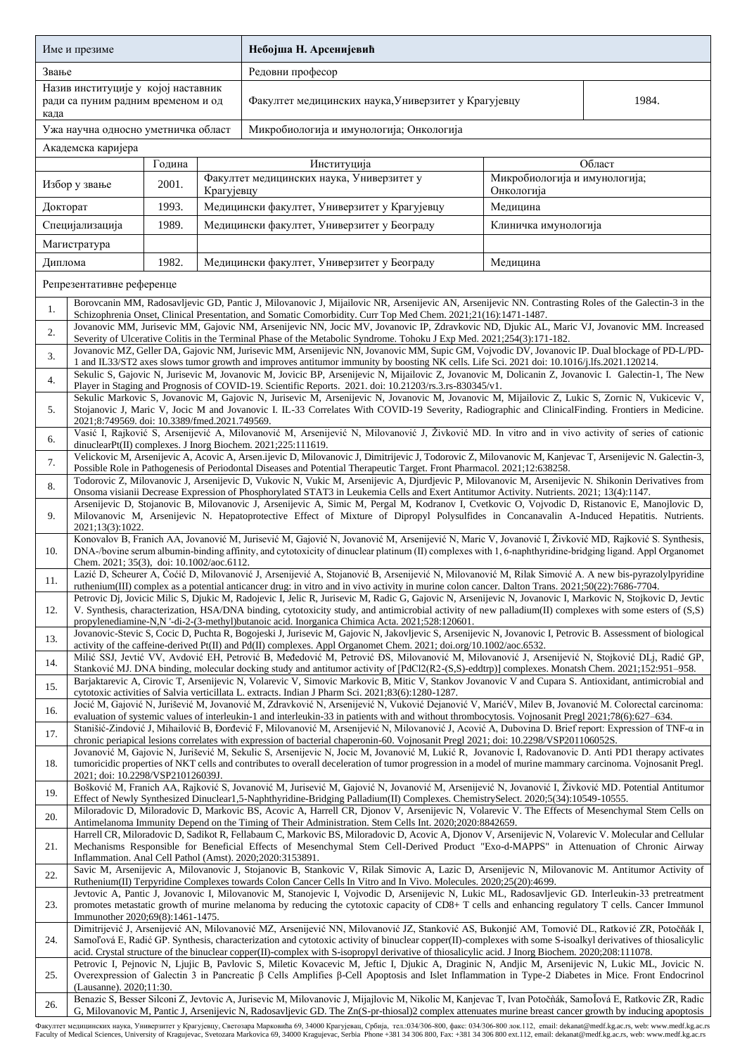| Име и презиме | **Небојша Н. Арсенијевић** | |
|---|---|---|
| Звање | Редовни професор | |
| Назив институције у којој наставник ради са пуним радним временом и од када | Факултет медицинских наука,Универзитет у Крагујевцу | 1984. |
| Ужа научна односно уметничка област | Микробиологија и имунологија; Онкологија | |

Академска каријера

| | Година | Институција | Област |
|---|---|---|---|
| Избор у звање | 2001. | Факултет медицинских наука, Универзитет у Крагујевцу | Микробиологија и имунологија; Онкологија |
| Докторат | 1993. | Медицински факултет, Универзитет у Крагујевцу | Медицина |
| Специјализација | 1989. | Медицински факултет, Универзитет у Београду | Клиничка имунологија |
| Магистратура | | | |
| Диплома | 1982. | Медицински факултет, Универзитет у Београду | Медицина |

Репрезентативне референце

| | |
|---|---|
| 1. | Borovcanin MM, Radosavljevic GD, Pantic J, Milovanovic J, Mijailovic NR, Arsenijevic AN, Arsenijevic NN. Contrasting Roles of the Galectin-3 in the Schizophrenia Onset, Clinical Presentation, and Somatic Comorbidity. Curr Top Med Chem. 2021;21(16):1471-1487. |
| 2. | Jovanovic MM, Jurisevic MM, Gajovic NM, Arsenijevic NN, Jocic MV, Jovanovic IP, Zdravkovic ND, Djukic AL, Maric VJ, Jovanovic MM. Increased Severity of Ulcerative Colitis in the Terminal Phase of the Metabolic Syndrome. Tohoku J Exp Med. 2021;254(3):171-182. |
| 3. | Jovanovic MZ, Geller DA, Gajovic NM, Jurisevic MM, Arsenijevic NN, Jovanovic MM, Supic GM, Vojvodic DV, Jovanovic IP. Dual blockage of PD-L/PD-1 and IL33/ST2 axes slows tumor growth and improves antitumor immunity by boosting NK cells. Life Sci. 2021 doi: 10.1016/j.lfs.2021.120214. |
| 4. | Sekulic S, Gajovic N, Jurisevic M, Jovanovic M, Jovicic BP, Arsenijevic N, Mijailovic Z, Jovanovic M, Dolicanin Z, Jovanovic I. Galectin-1, The New Player in Staging and Prognosis of COVID-19. Scientific Reports. 2021. doi: 10.21203/rs.3.rs-830345/v1. |
| 5. | Sekulic Markovic S, Jovanovic M, Gajovic N, Jurisevic M, Arsenijevic N, Jovanovic M, Jovanovic M, Mijailovic Z, Lukic S, Zornic N, Vukicevic V, Stojanovic J, Maric V, Jocic M and Jovanovic I. IL-33 Correlates With COVID-19 Severity, Radiographic and ClinicalFinding. Frontiers in Medicine. 2021;8:749569. doi: 10.3389/fmed.2021.749569. |
| 6. | Vasić I, Rajković S, Arsenijević A, Milovanović M, Arsenijević N, Milovanović J, Živković MD. In vitro and in vivo activity of series of cationic dinuclearPt(II) complexes. J Inorg Biochem. 2021;225:111619. |
| 7. | Velickovic M, Arsenijevic A, Acovic A, Arsen.ijevic D, Milovanovic J, Dimitrijevic J, Todorovic Z, Milovanovic M, Kanjevac T, Arsenijevic N. Galectin-3, Possible Role in Pathogenesis of Periodontal Diseases and Potential Therapeutic Target. Front Pharmacol. 2021;12:638258. |
| 8. | Todorovic Z, Milovanovic J, Arsenijevic D, Vukovic N, Vukic M, Arsenijevic A, Djurdjevic P, Milovanovic M, Arsenijevic N. Shikonin Derivatives from Onsoma visianii Decrease Expression of Phosphorylated STAT3 in Leukemia Cells and Exert Antitumor Activity. Nutrients. 2021; 13(4):1147. |
| 9. | Arsenijevic D, Stojanovic B, Milovanovic J, Arsenijevic A, Simic M, Pergal M, Kodranov I, Cvetkovic O, Vojvodic D, Ristanovic E, Manojlovic D, Milovanovic M, Arsenijevic N. Hepatoprotective Effect of Mixture of Dipropyl Polysulfides in Concanavalin A-Induced Hepatitis. Nutrients. 2021;13(3):1022. |
| 10. | Konovalov B, Franich AA, Jovanović M, Jurisević M, Gajović N, Jovanović M, Arsenijević N, Maric V, Jovanović I, Živković MD, Rajković S. Synthesis, DNA-/bovine serum albumin-binding affinity, and cytotoxicity of dinuclear platinum (II) complexes with 1, 6-naphthyridine-bridging ligand. Appl Organomet Chem. 2021; 35(3), doi: 10.1002/aoc.6112. |
| 11. | Lazić D, Scheurer A, Čočić D, Milovanović J, Arsenijević A, Stojanović B, Arsenijević N, Milovanović M, Rilak Simović A. A new bis-pyrazolylpyridine ruthenium(III) complex as a potential anticancer drug: in vitro and in vivo activity in murine colon cancer. Dalton Trans. 2021;50(22):7686-7704. |
| 12. | Petrovic Dj, Jovicic Milic S, Djukic M, Radojevic I, Jelic R, Jurisevic M, Radic G, Gajovic N, Arsenijevic N, Jovanovic I, Markovic N, Stojkovic D, Jevtic V. Synthesis, characterization, HSA/DNA binding, cytotoxicity study, and antimicrobial activity of new palladium(II) complexes with some esters of (S,S) propylenediamine-N,N '-di-2-(3-methyl)butanoic acid. Inorganica Chimica Acta. 2021;528:120601. |
| 13. | Jovanovic-Stevic S, Cocic D, Puchta R, Bogojeski J, Jurisevic M, Gajovic N, Jakovljevic S, Arsenijevic N, Jovanovic I, Petrovic B. Assessment of biological activity of the caffeine-derived Pt(II) and Pd(II) complexes. Appl Organomet Chem. 2021; doi.org/10.1002/aoc.6532. |
| 14. | Milić SSJ, Jevtić VV, Avdović EH, Petrović B, Međedović M, Petrović ĐS, Milovanović M, Milovanović J, Arsenijević N, Stojković DLj, Radić GP, Stanković MJ. DNA binding, molecular docking study and antitumor activity of [PdCl2(R2-(S,S)-eddtrp)] complexes. Monatsh Chem. 2021;152:951–958. |
| 15. | Barjaktarevic A, Cirovic T, Arsenijevic N, Volarevic V, Simovic Markovic B, Mitic V, Stankov Jovanovic V and Cupara S. Antioxidant, antimicrobial and cytotoxic activities of Salvia verticillata L. extracts. Indian J Pharm Sci. 2021;83(6):1280-1287. |
| 16. | Jocić M, Gajović N, Jurišević M, Jovanović M, Zdravković N, Arsenijević N, Vuković Dejanović V, MarićV, Milev B, Jovanović B. Colorectal carcinoma: evaluation of systemic values of interleukin-1 and interleukin-33 in patients with and without thrombocytosis. Vojnosanit Pregl 2021;78(6):627–634. |
| 17. | Stanišić-Zindović J, Mihailović B, Đorđević F, Milovanović M, Arsenijević N, Milovanović J, Acović A, Dubovina D. Brief report: Expression of TNF-α in chronic periapical lesions correlates with expression of bacterial chaperonin-60. Vojnosanit Pregl 2021; doi: 10.2298/VSP201106052S. |
| 18. | Jovanović M, Gajović N, Jurišević M, Sekulic S, Arsenijevic N, Jocic M, Jovanović M, Lukić R, Jovanovic I, Radovanovic D. Anti PD1 therapy activates tumoricidic properties of NKT cells and contributes to overall deceleration of tumor progression in a model of murine mammary carcinoma. Vojnosanit Pregl. 2021; doi: 10.2298/VSP210126039J. |
| 19. | Bošković M, Franich AA, Rajković S, Jovanović M, Jurisević M, Gajović N, Jovanović M, Arsenijević N, Jovanović I, Živković MD. Potential Antitumor Effect of Newly Synthesized Dinuclear1,5-Naphthyridine-Bridging Palladium(II) Complexes. ChemistrySelect. 2020;5(34):10549-10555. |
| 20. | Miloradovic D, Miloradovic D, Markovic BS, Acovic A, Harrell CR, Djonov V, Arsenijevic N, Volarevic V. The Effects of Mesenchymal Stem Cells on Antimelanoma Immunity Depend on the Timing of Their Administration. Stem Cells Int. 2020;2020:8842659. |
| 21. | Harrell CR, Miloradovic D, Sadikot R, Fellabaum C, Markovic BS, Miloradovic D, Acovic A, Djonov V, Arsenijevic N, Volarevic V. Molecular and Cellular Mechanisms Responsible for Beneficial Effects of Mesenchymal Stem Cell-Derived Product "Exo-d-MAPPS" in Attenuation of Chronic Airway Inflammation. Anal Cell Pathol (Amst). 2020;2020:3153891. |
| 22. | Savic M, Arsenijevic A, Milovanovic J, Stojanovic B, Stankovic V, Rilak Simovic A, Lazic D, Arsenijevic N, Milovanovic M. Antitumor Activity of Ruthenium(II) Terpyridine Complexes towards Colon Cancer Cells In Vitro and In Vivo. Molecules. 2020;25(20):4699. |
| 23. | Jevtovic A, Pantic J, Jovanovic I, Milovanovic M, Stanojevic I, Vojvodic D, Arsenijevic N, Lukic ML, Radosavljevic GD. Interleukin-33 pretreatment promotes metastatic growth of murine melanoma by reducing the cytotoxic capacity of CD8+ T cells and enhancing regulatory T cells. Cancer Immunol Immunother 2020;69(8):1461-1475. |
| 24. | Dimitrijević J, Arsenijević AN, Milovanović MZ, Arsenijević NN, Milovanović JZ, Stanković AS, Bukonjić AM, Tomović DL, Ratković ZR, Potočňák I, Samoľová E, Radić GP. Synthesis, characterization and cytotoxic activity of binuclear copper(II)-complexes with some S-isoalkyl derivatives of thiosalicylic acid. Crystal structure of the binuclear copper(II)-complex with S-isopropyl derivative of thiosalicylic acid. J Inorg Biochem. 2020;208:111078. |
| 25. | Petrovic I, Pejnovic N, Ljujic B, Pavlovic S, Miletic Kovacevic M, Jeftic I, Djukic A, Draginic N, Andjic M, Arsenijevic N, Lukic ML, Jovicic N. Overexpression of Galectin 3 in Pancreatic β Cells Amplifies β-Cell Apoptosis and Islet Inflammation in Type-2 Diabetes in Mice. Front Endocrinol (Lausanne). 2020;11:30. |
| 26. | Benazic S, Besser Silconi Z, Jevtovic A, Jurisevic M, Milovanovic J, Mijajlovic M, Nikolic M, Kanjevac T, Ivan Potočňák, SamoĽová E, Ratkovic ZR, Radic G, Milovanovic M, Pantic J, Arsenijevic N, Radosavljevic GD. The Zn(S-pr-thiosal)2 complex attenuates murine breast cancer growth by inducing apoptosis |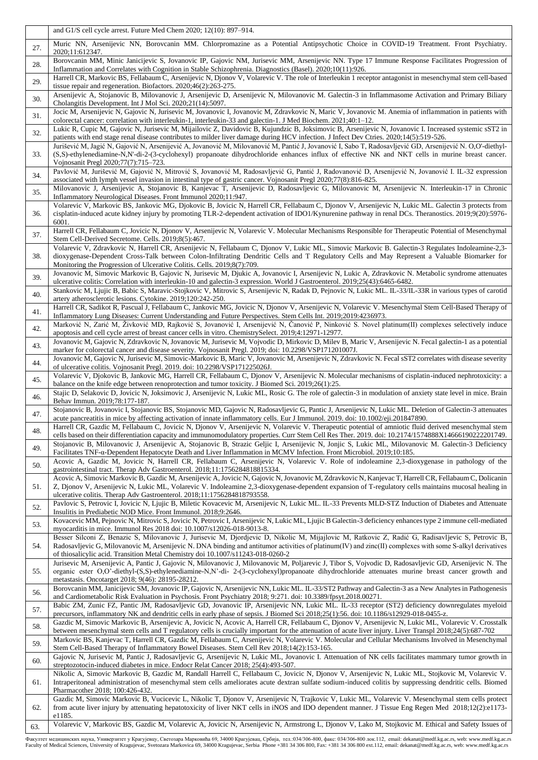|  | and G1/S cell cycle arrest. Future Med Chem 2020; 12(10): 897–914. |
|---|---|
| 27. | Muric NN, Arsenijevic NN, Borovcanin MM. Chlorpromazine as a Potential Antipsychotic Choice in COVID-19 Treatment. Front Psychiatry. 2020;11:612347. |
| 28. | Borovcanin MM, Minic Janicijevic S, Jovanovic IP, Gajovic NM, Jurisevic MM, Arsenijevic NN. Type 17 Immune Response Facilitates Progression of Inflammation and Correlates with Cognition in Stable Schizophrenia. Diagnostics (Basel). 2020;10(11):926. |
| 29. | Harrell CR, Markovic BS, Fellabaum C, Arsenijevic N, Djonov V, Volarevic V. The role of Interleukin 1 receptor antagonist in mesenchymal stem cell-based tissue repair and regeneration. Biofactors. 2020;46(2):263-275. |
| 30. | Arsenijevic A, Stojanovic B, Milovanovic J, Arsenijevic D, Arsenijevic N, Milovanovic M. Galectin-3 in Inflammasome Activation and Primary Biliary Cholangitis Development. Int J Mol Sci. 2020;21(14):5097. |
| 31. | Jocic M, Arsenijevic N, Gajovic N, Jurisevic M, Jovanovic I, Jovanovic M, Zdravkovic N, Maric V, Jovanovic M. Anemia of inflammation in patients with colorectal cancer: correlation with interleukin-1, interleukin-33 and galectin-1. J Med Biochem. 2021;40:1–12. |
| 32. | Lukic R, Cupic M, Gajovic N, Jurisevic M, Mijailovic Z, Davidovic B, Kujundzic B, Joksimovic B, Arsenijevic N, Jovanovic I. Increased systemic sST2 in patients with end stage renal disease contributes to milder liver damage during HCV infection. J Infect Dev Ctries. 2020;14(5):519-526. |
| 33. | Jurišević M, Jagić N, Gajović N, Arsenijević A, Jovanović M, Milovanović M, Pantić J, Jovanović I, Sabo T, Radosavljević GD, Arsenijević N. O,O'-diethyl-(S,S)-ethylenediamine-N,N'-di-2-(3-cyclohexyl) propanoate dihydrochloride enhances influx of effective NK and NKT cells in murine breast cancer. Vojnosanit Pregl 2020;77(7):715–723. |
| 34. | Pavlović M, Jurišević M, Gajović N, Mitrović S, Jovanović M, Radosavljević G, Pantić J, Radovanović D, Arsenijević N, Jovanović I. IL-32 expression associated with lymph vessel invasion in intestinal type of gastric cancer. Vojnosanit Pregl 2020;77(8):816-825. |
| 35. | Milovanovic J, Arsenijevic A, Stojanovic B, Kanjevac T, Arsenijevic D, Radosavljevic G, Milovanovic M, Arsenijevic N. Interleukin-17 in Chronic Inflammatory Neurological Diseases. Front Immunol 2020;11:947. |
| 36. | Volarevic V, Markovic BS, Jankovic MG, Djokovic B, Jovicic N, Harrell CR, Fellabaum C, Djonov V, Arsenijevic N, Lukic ML. Galectin 3 protects from cisplatin-induced acute kidney injury by promoting TLR-2-dependent activation of IDO1/Kynurenine pathway in renal DCs. Theranostics. 2019;9(20):5976-6001. |
| 37. | Harrell CR, Fellabaum C, Jovicic N, Djonov V, Arsenijevic N, Volarevic V. Molecular Mechanisms Responsible for Therapeutic Potential of Mesenchymal Stem Cell-Derived Secretome. Cells. 2019;8(5):467. |
| 38. | Volarevic V, Zdravkovic N, Harrell CR, Arsenijevic N, Fellabaum C, Djonov V, Lukic ML, Simovic Markovic B. Galectin-3 Regulates Indoleamine-2,3-dioxygenase-Dependent Cross-Talk between Colon-Infiltrating Dendritic Cells and T Regulatory Cells and May Represent a Valuable Biomarker for Monitoring the Progression of Ulcerative Colitis. Cells. 2019;8(7):709. |
| 39. | Jovanovic M, Simovic Markovic B, Gajovic N, Jurisevic M, Djukic A, Jovanovic I, Arsenijevic N, Lukic A, Zdravkovic N. Metabolic syndrome attenuates ulcerative colitis: Correlation with interleukin-10 and galectin-3 expression. World J Gastroenterol. 2019;25(43):6465-6482. |
| 40. | Stankovic M, Ljujic B, Babic S, Maravic-Stojkovic V, Mitrovic S, Arsenijevic N, Radak D, Pejnovic N, Lukic ML. IL-33/IL-33R in various types of carotid artery atherosclerotic lesions. Cytokine. 2019;120:242-250. |
| 41. | Harrell CR, Sadikot R, Pascual J, Fellabaum C, Jankovic MG, Jovicic N, Djonov V, Arsenijevic N, Volarevic V. Mesenchymal Stem Cell-Based Therapy of Inflammatory Lung Diseases: Current Understanding and Future Perspectives. Stem Cells Int. 2019;2019:4236973. |
| 42. | Marković N, Zarić M, Živković MD, Rajković S, Jovanović I, Arsenijević N, Čanović P, Ninković S. Novel platinum(II) complexes selectively induce apoptosis and cell cycle arrest of breast cancer cells in vitro. ChemistrySelect. 2019;4:12971-12977. |
| 43. | Jovanovic M, Gajovic N, Zdravkovic N, Jovanovic M, Jurisevic M, Vojvodic D, Mirkovic D, Milev B, Maric V, Arsenijevic N. Fecal galectin-1 as a potential marker for colorectal cancer and disease severity. Vojnosanit Pregl. 2019; doi: 10.2298/VSP171201007J. |
| 44. | Jovanovic M, Gajovic N, Jurisevic M, Simovic-Markovic B, Maric V, Jovanovic M, Arsenijevic N, Zdravkovic N. Fecal sST2 correlates with disease severity of ulcerative colitis. Vojnosanit Pregl. 2019. doi: 10.2298/VSP171225026J. |
| 45. | Volarevic V, Djokovic B, Jankovic MG, Harrell CR, Fellabaum C, Djonov V, Arsenijevic N. Molecular mechanisms of cisplatin-induced nephrotoxicity: a balance on the knife edge between renoprotection and tumor toxicity. J Biomed Sci. 2019;26(1):25. |
| 46. | Stajic D, Selakovic D, Jovicic N, Joksimovic J, Arsenijevic N, Lukic ML, Rosic G. The role of galectin-3 in modulation of anxiety state level in mice. Brain Behav Immun. 2019;78:177-187. |
| 47. | Stojanovic B, Jovanovic I, Stojanovic BS, Stojanovic MD, Gajovic N, Radosavljevic G, Pantic J, Arsenijevic N, Lukic ML. Deletion of Galectin-3 attenuates acute pancreatitis in mice by affecting activation of innate inflammatory cells. Eur J Immunol. 2019. doi: 10.1002/eji.201847890. |
| 48. | Harrell CR, Gazdic M, Fellabaum C, Jovicic N, Djonov V, Arsenijevic N, Volarevic V. Therapeutic potential of amniotic fluid derived mesenchymal stem cells based on their differentiation capacity and immunomodulatory properties. Curr Stem Cell Res Ther. 2019. doi: 10.2174/1574888X14666190222201749. |
| 49. | Stojanovic B, Milovanovic J, Arsenijevic A, Stojanovic B, Strazic Geljic I, Arsenijevic N, Jonjic S, Lukic ML, Milovanovic M. Galectin-3 Deficiency Facilitates TNF-α-Dependent Hepatocyte Death and Liver Inflammation in MCMV Infection. Front Microbiol. 2019;10:185. |
| 50. | Acovic A, Gazdic M, Jovicic N, Harrell CR, Fellabaum C, Arsenijevic N, Volarevic V. Role of indoleamine 2,3-dioxygenase in pathology of the gastrointestinal tract. Therap Adv Gastroenterol. 2018;11:1756284818815334. |
| 51. | Acovic A, Simovic Markovic B, Gazdic M, Arsenijevic A, Jovicic N, Gajovic N, Jovanovic M, Zdravkovic N, Kanjevac T, Harrell CR, Fellabaum C, Dolicanin Z, Djonov V, Arsenijevic N, Lukic ML, Volarevic V. Indoleamine 2,3-dioxygenase-dependent expansion of T-regulatory cells maintains mucosal healing in ulcerative colitis. Therap Adv Gastroenterol. 2018;11:1756284818793558. |
| 52. | Pavlovic S, Petrovic I, Jovicic N, Ljujic B, Miletic Kovacevic M, Arsenijevic N, Lukic ML. IL-33 Prevents MLD-STZ Induction of Diabetes and Attenuate Insulitis in Prediabetic NOD Mice. Front Immunol. 2018;9:2646. |
| 53. | Kovacevic MM, Pejnovic N, Mitrovic S, Jovicic N, Petrovic I, Arsenijevic N, Lukic ML, Ljujic B Galectin-3 deficiency enhances type 2 immune cell-mediated myocarditis in mice. Immunol Res 2018 doi: 10.1007/s12026-018-9013-8. |
| 54. | Besser Silconi Z, Benazic S, Milovanovic J, Jurisevic M, Djordjevic D, Nikolic M, Mijajlovic M, Ratkovic Z, Radić G, Radisavljevic S, Petrovic B, Radosavljevic G, Milovanovic M, Arsenijevic N. DNA binding and antitumor activities of platinum(IV) and zinc(II) complexes with some S-alkyl derivatives of thiosalicylic acid. Transition Metal Chemistry doi 10.1007/s11243-018-0260-2 |
| 55. | Jurisevic M, Arsenijevic A, Pantic J, Gajovic N, Milovanovic J, Milovanovic M, Poljarevic J, Tibor S, Vojvodic D, Radosavljevic GD, Arsenijevic N. The organic ester O,O'-diethyl-(S,S)-ethylenediamine-N,N'-di- 2-(3-cyclohexyl)propanoate dihydrochloride attenuates murine breast cancer growth and metastasis. Oncotarget 2018; 9(46): 28195-28212. |
| 56. | Borovcanin MM, Janicijevic SM, Jovanovic IP, Gajovic N, Arsenijevic NN, Lukic ML. IL-33/ST2 Pathway and Galectin-3 as a New Analytes in Pathogenesis and Cardiometabolic Risk Evaluation in Psychosis. Front Psychiatry 2018; 9:271. doi: 10.3389/fpsyt.2018.00271. |
| 57. | Babic ZM, Zunic FZ, Pantic JM, Radosavljevic GD, Jovanovic IP, Arsenijevic NN, Lukic ML. IL-33 receptor (ST2) deficiency downregulates myeloid precursors, inflammatory NK and dendritic cells in early phase of sepsis. J Biomed Sci 2018;25(1):56. doi: 10.1186/s12929-018-0455-z. |
| 58. | Gazdic M, Simovic Markovic B, Arsenijevic A, Jovicic N, Acovic A, Harrell CR, Fellabaum C, Djonov V, Arsenijevic N, Lukic ML, Volarevic V. Crosstalk between mesenchymal stem cells and T regulatory cells is crucially important for the attenuation of acute liver injury. Liver Transpl 2018;24(5):687-702 |
| 59. | Markovic BS, Kanjevac T, Harrell CR, Gazdic M, Fellabaum C, Arsenijevic N, Volarevic V. Molecular and Cellular Mechanisms Involved in Mesenchymal Stem Cell-Based Therapy of Inflammatory Bowel Diseases. Stem Cell Rev 2018;14(2):153-165. |
| 60. | Gajovic N, Jurisevic M, Pantic J, Radosavljevic G, Arsenijevic N, Lukic ML, Jovanovic I. Attenuation of NK cells facilitates mammary tumor growth in streptozotocin-induced diabetes in mice. Endocr Relat Cancer 2018; 25(4):493-507. |
| 61. | Nikolic A, Simovic Markovic B, Gazdic M, Randall Harrell C, Fellabaum C, Jovicic N, Djonov V, Arsenijevic N, Lukic ML, Stojkovic M, Volarevic V. Intraperitoneal administration of mesenchymal stem cells ameliorates acute dextran sulfate sodium-induced colitis by suppressing dendritic cells. Biomed Pharmacother 2018; 100:426-432. |
| 62. | Gazdic M, Simovic Markovic B, Vucicevic L, Nikolic T, Djonov V, Arsenijevic N, Trajkovic V, Lukic ML, Volarevic V. Mesenchymal stem cells protect from acute liver injury by attenuating hepatotoxicity of liver NKT cells in iNOS and IDO dependent manner. J Tissue Eng Regen Med 2018;12(2):e1173-e1185. |
| 63. | Volarevic V, Markovic BS, Gazdic M, Volarevic A, Jovicic N, Arsenijevic N, Armstrong L, Djonov V, Lako M, Stojkovic M. Ethical and Safety Issues of |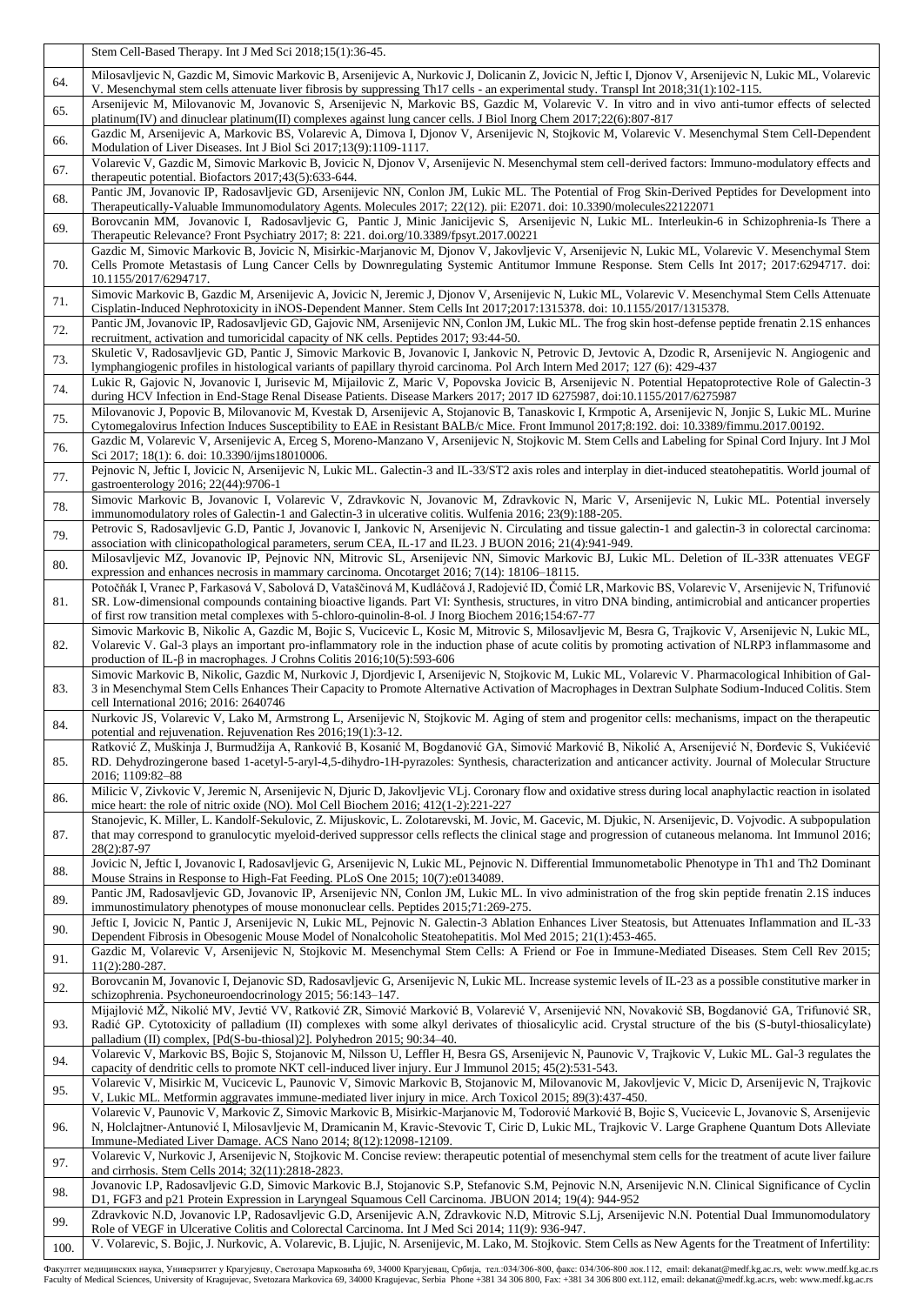| | |
|---|---|
| | Stem Cell-Based Therapy. Int J Med Sci 2018;15(1):36-45. |
| 64. | Milosavljevic N, Gazdic M, Simovic Markovic B, Arsenijevic A, Nurkovic J, Dolicanin Z, Jovicic N, Jeftic I, Djonov V, Arsenijevic N, Lukic ML, Volarevic V. Mesenchymal stem cells attenuate liver fibrosis by suppressing Th17 cells - an experimental study. Transpl Int 2018;31(1):102-115. |
| 65. | Arsenijevic M, Milovanovic M, Jovanovic S, Arsenijevic N, Markovic BS, Gazdic M, Volarevic V. In vitro and in vivo anti-tumor effects of selected platinum(IV) and dinuclear platinum(II) complexes against lung cancer cells. J Biol Inorg Chem 2017;22(6):807-817 |
| 66. | Gazdic M, Arsenijevic A, Markovic BS, Volarevic A, Dimova I, Djonov V, Arsenijevic N, Stojkovic M, Volarevic V. Mesenchymal Stem Cell-Dependent Modulation of Liver Diseases. Int J Biol Sci 2017;13(9):1109-1117. |
| 67. | Volarevic V, Gazdic M, Simovic Markovic B, Jovicic N, Djonov V, Arsenijevic N. Mesenchymal stem cell-derived factors: Immuno-modulatory effects and therapeutic potential. Biofactors 2017;43(5):633-644. |
| 68. | Pantic JM, Jovanovic IP, Radosavljevic GD, Arsenijevic NN, Conlon JM, Lukic ML. The Potential of Frog Skin-Derived Peptides for Development into Therapeutically-Valuable Immunomodulatory Agents. Molecules 2017; 22(12). pii: E2071. doi: 10.3390/molecules22122071 |
| 69. | Borovcanin MM, Jovanovic I, Radosavljevic G, Pantic J, Minic Janicijevic S, Arsenijevic N, Lukic ML. Interleukin-6 in Schizophrenia-Is There a Therapeutic Relevance? Front Psychiatry 2017; 8: 221. doi.org/10.3389/fpsyt.2017.00221 |
| 70. | Gazdic M, Simovic Markovic B, Jovicic N, Misirkic-Marjanovic M, Djonov V, Jakovljevic V, Arsenijevic N, Lukic ML, Volarevic V. Mesenchymal Stem Cells Promote Metastasis of Lung Cancer Cells by Downregulating Systemic Antitumor Immune Response. Stem Cells Int 2017; 2017:6294717. doi: 10.1155/2017/6294717. |
| 71. | Simovic Markovic B, Gazdic M, Arsenijevic A, Jovicic N, Jeremic J, Djonov V, Arsenijevic N, Lukic ML, Volarevic V. Mesenchymal Stem Cells Attenuate Cisplatin-Induced Nephrotoxicity in iNOS-Dependent Manner. Stem Cells Int 2017;2017:1315378. doi: 10.1155/2017/1315378. |
| 72. | Pantic JM, Jovanovic IP, Radosavljevic GD, Gajovic NM, Arsenijevic NN, Conlon JM, Lukic ML. The frog skin host-defense peptide frenatin 2.1S enhances recruitment, activation and tumoricidal capacity of NK cells. Peptides 2017; 93:44-50. |
| 73. | Skuletic V, Radosavljevic GD, Pantic J, Simovic Markovic B, Jovanovic I, Jankovic N, Petrovic D, Jevtovic A, Dzodic R, Arsenijevic N. Angiogenic and lymphangiogenic profiles in histological variants of papillary thyroid carcinoma. Pol Arch Intern Med 2017; 127 (6): 429-437 |
| 74. | Lukic R, Gajovic N, Jovanovic I, Jurisevic M, Mijailovic Z, Maric V, Popovska Jovicic B, Arsenijevic N. Potential Hepatoprotective Role of Galectin-3 during HCV Infection in End-Stage Renal Disease Patients. Disease Markers 2017; 2017 ID 6275987, doi:10.1155/2017/6275987 |
| 75. | Milovanovic J, Popovic B, Milovanovic M, Kvestak D, Arsenijevic A, Stojanovic B, Tanaskovic I, Krmpotic A, Arsenijevic N, Jonjic S, Lukic ML. Murine Cytomegalovirus Infection Induces Susceptibility to EAE in Resistant BALB/c Mice. Front Immunol 2017;8:192. doi: 10.3389/fimmu.2017.00192. |
| 76. | Gazdic M, Volarevic V, Arsenijevic A, Erceg S, Moreno-Manzano V, Arsenijevic N, Stojkovic M. Stem Cells and Labeling for Spinal Cord Injury. Int J Mol Sci 2017; 18(1): 6. doi: 10.3390/ijms18010006. |
| 77. | Pejnovic N, Jeftic I, Jovicic N, Arsenijevic N, Lukic ML. Galectin-3 and IL-33/ST2 axis roles and interplay in diet-induced steatohepatitis. World journal of gastroenterology 2016; 22(44):9706-1 |
| 78. | Simovic Markovic B, Jovanovic I, Volarevic V, Zdravkovic N, Jovanovic M, Zdravkovic N, Maric V, Arsenijevic N, Lukic ML. Potential inversely immunomodulatory roles of Galectin-1 and Galectin-3 in ulcerative colitis. Wulfenia 2016; 23(9):188-205. |
| 79. | Petrovic S, Radosavljevic G.D, Pantic J, Jovanovic I, Jankovic N, Arsenijevic N. Circulating and tissue galectin-1 and galectin-3 in colorectal carcinoma: association with clinicopathological parameters, serum CEA, IL-17 and IL23. J BUON 2016; 21(4):941-949. |
| 80. | Milosavljevic MZ, Jovanovic IP, Pejnovic NN, Mitrovic SL, Arsenijevic NN, Simovic Markovic BJ, Lukic ML. Deletion of IL-33R attenuates VEGF expression and enhances necrosis in mammary carcinoma. Oncotarget 2016; 7(14): 18106–18115. |
| 81. | Potočňák I, Vranec P, Farkasová V, Sabolová D, Vataščinová M, Kudláčová J, Radojević ID, Čomić LR, Markovic BS, Volarevic V, Arsenijevic N, Trifunović SR. Low-dimensional compounds containing bioactive ligands. Part VI: Synthesis, structures, in vitro DNA binding, antimicrobial and anticancer properties of first row transition metal complexes with 5-chloro-quinolin-8-ol. J Inorg Biochem 2016;154:67-77 |
| 82. | Simovic Markovic B, Nikolic A, Gazdic M, Bojic S, Vucicevic L, Kosic M, Mitrovic S, Milosavljevic M, Besra G, Trajkovic V, Arsenijevic N, Lukic ML, Volarevic V. Gal-3 plays an important pro-inflammatory role in the induction phase of acute colitis by promoting activation of NLRP3 inflammasome and production of IL-β in macrophages. J Crohns Colitis 2016;10(5):593-606 |
| 83. | Simovic Markovic B, Nikolic, Gazdic M, Nurkovic J, Djordjevic I, Arsenijevic N, Stojkovic M, Lukic ML, Volarevic V. Pharmacological Inhibition of Gal-3 in Mesenchymal Stem Cells Enhances Their Capacity to Promote Alternative Activation of Macrophages in Dextran Sulphate Sodium-Induced Colitis. Stem cell International 2016; 2016: 2640746 |
| 84. | Nurkovic JS, Volarevic V, Lako M, Armstrong L, Arsenijevic N, Stojkovic M. Aging of stem and progenitor cells: mechanisms, impact on the therapeutic potential and rejuvenation. Rejuvenation Res 2016;19(1):3-12. |
| 85. | Ratković Z, Muškinja J, Burmudžija A, Ranković B, Kosanić M, Bogdanović GA, Simović Marković B, Nikolić A, Arsenijević N, Đorđevic S, Vukićević RD. Dehydrozingerone based 1-acetyl-5-aryl-4,5-dihydro-1H-pyrazoles: Synthesis, characterization and anticancer activity. Journal of Molecular Structure 2016; 1109:82–88 |
| 86. | Milicic V, Zivkovic V, Jeremic N, Arsenijevic N, Djuric D, Jakovljevic VLj. Coronary flow and oxidative stress during local anaphylactic reaction in isolated mice heart: the role of nitric oxide (NO). Mol Cell Biochem 2016; 412(1-2):221-227 |
| 87. | Stanojevic, K. Miller, L. Kandolf-Sekulovic, Z. Mijuskovic, L. Zolotarevski, M. Jovic, M. Gacevic, M. Djukic, N. Arsenijevic, D. Vojvodic. A subpopulation that may correspond to granulocytic myeloid-derived suppressor cells reflects the clinical stage and progression of cutaneous melanoma. Int Immunol 2016; 28(2):87-97 |
| 88. | Jovicic N, Jeftic I, Jovanovic I, Radosavljevic G, Arsenijevic N, Lukic ML, Pejnovic N. Differential Immunometabolic Phenotype in Th1 and Th2 Dominant Mouse Strains in Response to High-Fat Feeding. PLoS One 2015; 10(7):e0134089. |
| 89. | Pantic JM, Radosavljevic GD, Jovanovic IP, Arsenijevic NN, Conlon JM, Lukic ML. In vivo administration of the frog skin peptide frenatin 2.1S induces immunostimulatory phenotypes of mouse mononuclear cells. Peptides 2015;71:269-275. |
| 90. | Jeftic I, Jovicic N, Pantic J, Arsenijevic N, Lukic ML, Pejnovic N. Galectin-3 Ablation Enhances Liver Steatosis, but Attenuates Inflammation and IL-33 Dependent Fibrosis in Obesogenic Mouse Model of Nonalcoholic Steatohepatitis. Mol Med 2015; 21(1):453-465. |
| 91. | Gazdic M, Volarevic V, Arsenijevic N, Stojkovic M. Mesenchymal Stem Cells: A Friend or Foe in Immune-Mediated Diseases. Stem Cell Rev 2015; 11(2):280-287. |
| 92. | Borovcanin M, Jovanovic I, Dejanovic SD, Radosavljevic G, Arsenijevic N, Lukic ML. Increase systemic levels of IL-23 as a possible constitutive marker in schizophrenia. Psychoneuroendocrinology 2015; 56:143–147. |
| 93. | Mijajlović MŽ, Nikolić MV, Jevtić VV, Ratković ZR, Simović Marković B, Volarević V, Arsenijević NN, Novaković SB, Bogdanović GA, Trifunović SR, Radić GP. Cytotoxicity of palladium (II) complexes with some alkyl derivates of thiosalicylic acid. Crystal structure of the bis (S-butyl-thiosalicylate) palladium (II) complex, [Pd(S-bu-thiosal)2]. Polyhedron 2015; 90:34–40. |
| 94. | Volarevic V, Markovic BS, Bojic S, Stojanovic M, Nilsson U, Leffler H, Besra GS, Arsenijevic N, Paunovic V, Trajkovic V, Lukic ML. Gal-3 regulates the capacity of dendritic cells to promote NKT cell-induced liver injury. Eur J Immunol 2015; 45(2):531-543. |
| 95. | Volarevic V, Misirkic M, Vucicevic L, Paunovic V, Simovic Markovic B, Stojanovic M, Milovanovic M, Jakovljevic V, Micic D, Arsenijevic N, Trajkovic V, Lukic ML. Metformin aggravates immune-mediated liver injury in mice. Arch Toxicol 2015; 89(3):437-450. |
| 96. | Volarevic V, Paunovic V, Markovic Z, Simovic Markovic B, Misirkic-Marjanovic M, Todorović Marković B, Bojic S, Vucicevic L, Jovanovic S, Arsenijevic N, Holclajtner-Antunović I, Milosavljevic M, Dramicanin M, Kravic-Stevovic T, Ciric D, Lukic ML, Trajkovic V. Large Graphene Quantum Dots Alleviate Immune-Mediated Liver Damage. ACS Nano 2014; 8(12):12098-12109. |
| 97. | Volarevic V, Nurkovic J, Arsenijevic N, Stojkovic M. Concise review: therapeutic potential of mesenchymal stem cells for the treatment of acute liver failure and cirrhosis. Stem Cells 2014; 32(11):2818-2823. |
| 98. | Jovanovic I.P, Radosavljevic G.D, Simovic Markovic B.J, Stojanovic S.P, Stefanovic S.M, Pejnovic N.N, Arsenijevic N.N. Clinical Significance of Cyclin D1, FGF3 and p21 Protein Expression in Laryngeal Squamous Cell Carcinoma. JBUON 2014; 19(4): 944-952 |
| 99. | Zdravkovic N.D, Jovanovic I.P, Radosavljevic G.D, Arsenijevic A.N, Zdravkovic N.D, Mitrovic S.Lj, Arsenijevic N.N. Potential Dual Immunomodulatory Role of VEGF in Ulcerative Colitis and Colorectal Carcinoma. Int J Med Sci 2014; 11(9): 936-947. |
| 100. | V. Volarevic, S. Bojic, J. Nurkovic, A. Volarevic, B. Ljujic, N. Arsenijevic, M. Lako, M. Stojkovic. Stem Cells as New Agents for the Treatment of Infertility: |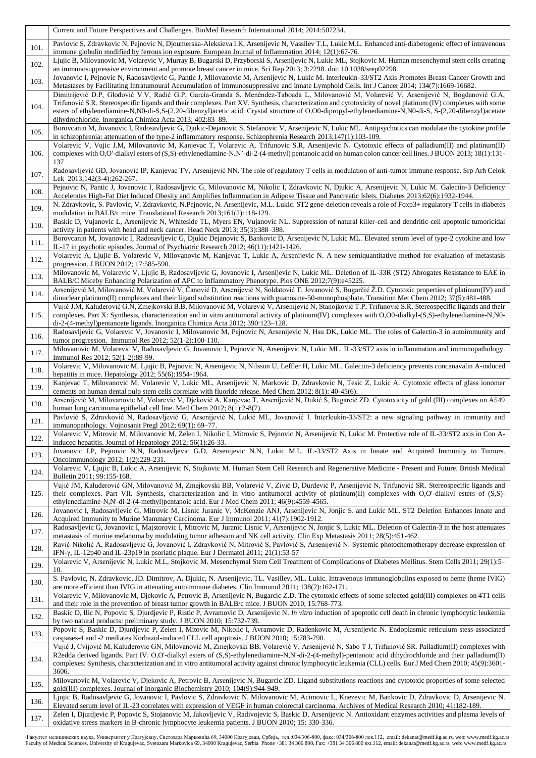| | |
|---|---|
| | Current and Future Perspectives and Challenges. BioMed Research International 2014; 2014:507234. |
| 101. | Pavlovic S, Zdravkovic N, Pejnovic N, Djoumerska-Aleksieva I.K, Arsenijevic N, Vassilev T.L, Lukic M.L. Enhanced anti-diabetogenic effect of intravenous immune globulin modified by ferrous ion exposure. European Journal of Inflammation 2014; 12(1):67-76. |
| 102. | Ljujic B, Milovanovic M, Volarevic V, Murray B, Bugarski D, Przyborski S, Arsenijevic N, Lukic ML, Stojkovic M. Human mesenchymal stem cells creating an immunosuppressive environment and promote breast cancer in mice. Sci Rep 2013; 3:2298. doi: 10.1038/srep02298. |
| 103. | Jovanovic I, Pejnovic N, Radosavljevic G, Pantic J, Milovanovic M, Arsenijevic N, Lukic M. Interleukin-33/ST2 Axis Promotes Breast Cancer Growth and Metastases by Facilitating Intratumoral Accumulation of Immunosuppressive and Innate Lymphoid Cells. Int J Cancer 2014; 134(7):1669-16682. |
| 104. | Dimitrijević D.P, Glodović V.V, Radić G.P, García-Granda S, Menéndez-Taboada L, Milovanović M, Volarević V, Arsenijević N, Bogdanović G.A, Trifunović S.R. Stereospecific ligands and their complexes. Part XV. Synthesis, characterization and cytotoxicity of novel platinum (IV) complexes with some esters of ethylenediamine-N,N0-di-S,S-(2,20-dibenzyl)acetic acid. Crystal structure of O,O0-dipropyl-ethylenediamine-N,N0-di-S, S-(2,20-dibenzyl)acetate dihydrochloride. Inorganica Chimica Acta 2013; 402:83–89. |
| 105. | Borovcanin M, Jovanovic I, Radosavljevic G, Djukic-Dejanovic S, Stefanovic V, Arsenijevic N, Lukic ML. Antipsychotics can modulate the cytokine profile in schizophrenia: attenuation of the type-2 inflammatory response. Schizophrenia Research 2013;147(1):103-109. |
| 106. | Volarevic V, Vujic J.M, Milovanovic M, Kanjevac T, Volarevic A, Trifunovic S.R, Arsenijevic N. Cytotoxic effects of palladium(II) and platinum(II) complexes with O,O'-dialkyl esters of (S,S)-ethylenediamine-N,N'-di-2-(4-methyl) pentanoic acid on human colon cancer cell lines. J BUON 2013; 18(1):131-137 |
| 107. | Radosavljević GD, Jovanović IP, Kanjevac TV, Arsenijević NN. The role of regulatory T cells in modulation of anti-tumor immune response. Srp Arh Celok Lek 2013;142(3-4):262-267. |
| 108. | Pejnovic N, Pantic J, Jovanovic I, Radosavljevic G, Milovanovic M, Nikolic I, Zdravkovic N, Djukic A, Arsenijevic N, Lukic M. Galectin-3 Deficiency Accelerates High-Fat Diet Induced Obesity and Amplifies Inflammation in Adipose Tissue and Pancreatic Islets. Diabetes 2013;62(6):1932-1944. |
| 109. | N. Zdravkovic, S. Pavlovic, V. Zdravkovic, N.Pejnovic, N. Arsenijevic, M.L. Lukic. ST2 gene-deletion reveals a role of Foxp3+ regulatory T cells in diabetes modulation in BALB/c mice. Translational Research 2013;161(2):118-129. |
| 110. | Baskic D, Vujanovic L, Arsenijevic N, Whiteside TL, Myers EN, Vujanovic NL. Suppression of natural killer-cell and dendritic-cell apoptotic tumoricidal activity in patients with head and neck cancer. Head Neck 2013; 35(3):388–398. |
| 111. | Borovcanin M, Jovanovic I, Radosavljevic G, Djukic Dejanovic S, Bankovic D, Arsenijevic N, Lukic ML. Elevated serum level of type-2 cytokine and low IL-17 in psychotic episodes. Journal of Psychiatric Research 2012; 46(11):1421-1426. |
| 112. | Volarevic A, Ljujic B, Volarevic V, Milovanovic M, Kanjevac T, Lukic A, Arsenijevic N. A new semiquantitative method for evaluation of metastasis progression. J BUON 2012; 17:585-590. |
| 113. | Milovanovic M, Volarevic V, Ljujic B, Radosavljevic G, Jovanovic I, Arsenijevic N, Lukic ML. Deletion of IL-33R (ST2) Abrogates Resistance to EAE in BALB/C Miceby Enhancing Polarization of APC to Inflammatory Phenotype. Plos ONE 2012;7(9):e45225. |
| 114. | Arsenijević M, Milovanović M, Volarević V, Čanović D, Arsenijević N, Soldatović T, Jovanović S, Bugarčić Ž.D. Cytotoxic properties of platinum(IV) and dinuclear platinum(II) complexes and their ligand substitution reactions with guanosine-50-monophosphate. Transition Met Chem 2012; 37(5):481-488. |
| 115. | Vujić J.M, Kaluđerović G.N, Zmejkovski B.B, Milovanović M, Volarević V, Arsenijević N, Stanojković T.P, Trifunović S.R. Stereospecific ligands and their complexes. Part X: Synthesis, characterization and in vitro antitumoral activity of platinum(IV) complexes with O,O0-dialkyl-(S,S)-ethylenediamine-N,N0-di-2-(4-methyl)pentanoate ligands. Inorganica Chimica Acta 2012; 390:123–128. |
| 116. | Radosavljevic G, Volarevic V, Jovanovic I, Milovanovic M, Pejnovic N, Arsenijevic N, Hsu DK, Lukic ML. The roles of Galectin-3 in autoimmunity and tumor progression. Immunol Res 2012; 52(1-2):100-110. |
| 117. | Milovanovic M, Volarevic V, Radosavljevic G, Jovanovic I, Pejnovic N, Arsenijevic N, Lukic ML. IL-33/ST2 axis in inflammation and immunopathology. Immunol Res 2012; 52(1-2):89-99. |
| 118. | Volarevic V, Milovanovic M, Ljujic B, Pejnovic N, Arsenijevic N, Nilsson U, Leffler H, Lukic ML. Galectin-3 deficiency prevents concanavalin A-induced hepatitis in mice. Hepatology 2012; 55(6):1954-1964. |
| 119. | Kanjevac T, Milovanovic M, Volarevic V, Lukic ML, Arsenijevic N, Markovic D, Zdravkovic N, Tesic Z, Lukic A. Cytotoxic effects of glass ionomer cements on human dental pulp stem cells correlate with fluoride release. Med Chem 2012; 8(1): 40-45(6). |
| 120. | Arsenijević M, Milovanovic M, Volarevic V, Djeković A, Kanjevac T, Arsenijević N, Dukić S, Bugarcić ZD. Cytotoxicity of gold (III) complexes on A549 human lung carcinoma epithelial cell line. Med Chem 2012; 8(1):2-8(7). |
| 121. | Pavlović S, Zdravković N, Radosavljević G, Arsenijević N, Lukić ML, Jovanović I. Interleukin-33/ST2: a new signaling pathway in immunity and immunopathology. Vojnosanit Pregl 2012; 69(1): 69–77. |
| 122. | Volarevic V, Mitrovic M, Milovanovic M, Zelen I, Nikolic I, Mitrovic S, Pejnovic N, Arsenijevic N, Lukic M. Protective role of IL-33/ST2 axis in Con A-induced hepatitis. Journal of Hepatology 2012; 56(1):26-33. |
| 123. | Jovanovic I.P, Pejnovic N.N, Radosavljevic G.D, Arsenijevic N.N, Lukic M.L. IL-33/ST2 Axis in Innate and Acquired Immunity to Tumors. OncoImmunology 2012; 1(2):229-231. |
| 124. | Volarevic V, Ljujic B, Lukic A, Arsenijevic N, Stojkovic M. Human Stem Cell Research and Regenerative Medicine - Present and Future. British Medical Bulletin 2011; 99:155-168. |
| 125. | Vujić JM, Kaluđerović GN, Milovanović M, Zmejkovski BB, Volarević V, Zivić D, Đurđević P, Arsenijević N, Trifunović SR. Stereospecific ligands and their complexes. Part VII. Synthesis, characterization and in vitro antitumoral activity of platinum(II) complexes with O,O'-dialkyl esters of (S,S)-ethylenediamine-N,N'-di-2-(4-methyl)pentanoic acid. Eur J Med Chem 2011; 46(9):4559-4565. |
| 126. | Jovanovic I, Radosavljevic G, Mitrovic M, Lisnic Juranic V, McKenzie ANJ, Arsenijevic N, Jonjic S. and Lukic ML. ST2 Deletion Enhances Innate and Acquired Immunity to Murine Mammary Carcinoma. Eur J Immunol 2011; 41(7):1902-1912. |
| 127. | Radosavljevic G, Jovanovic I, Majstorovic I, Mitrovic M, Juranic Lisnic V, Arsenijevic N, Jonjic S, Lukic ML. Deletion of Galectin-3 in the host attenuates metastasis of murine melanoma by modulating tumor adhesion and NK cell activity. Clin Exp Metastasis 2011; 28(5):451-462. |
| 128. | Ravić-Nikolić A, Radosavljević G, Jovanović I, Zdravković N, Mitrović S, Pavlović S, Arsenijević N. Systemic photochemotherapy decrease expression of IFN-γ, IL-12p40 and IL-23p19 in psoriatic plaque. Eur J Dermatol 2011; 21(1):53-57 |
| 129. | Volarevic V, Arsenijevic N, Lukic ML, Stojkovic M. Mesenchymal Stem Cell Treatment of Complications of Diabetes Mellitus. Stem Cells 2011; 29(1):5–10. |
| 130. | S. Pavlovic, N. Zdravkovic, JD. Dimitrov, A. Djukic, N. Arsenijevic, TL. Vassilev, ML. Lukic. Intravenous immunoglobulins exposed to heme (heme IVIG) are more efficient than IVIG in atteuating autoimmune diabetes. Clin Immunol 2011; 138(2):162-171. |
| 131. | Volarevic V, Milovanovic M, Djekovic A, Petrovic B, Arsenijevic N, Bugarcic Z.D. The cytotoxic effects of some selected gold(III) complexes on 4T1 cells and their role in the prevention of breast tumor growth in BALB/c mice. J BUON 2010; 15:768-773. |
| 132. | Baskic D, Ilic N, Popovic S, Djurdjevic P, Ristic P, Avramovic D, Arsenijevic N. *In vitro* induction of apoptotic cell death in chronic lymphocytic leukemia by two natural products: preliminary study. J BUON 2010; 15:732-739. |
| 133. | Popovic S, Baskic D, Djurdjevic P, Zelen I, Mitovic M, Nikolic I, Avramovic D, Radenkovic M, Arsenijevic N. Endoplasmic reticulum stess-associated caspases-4 and -2 mediates Korbazol-induced CLL cell apoptosis. J BUON 2010; 15:783-790. |
| 134. | Vujić J, Cvijović M, Kaluđerović GN, Milovanović M, Zmejkovski BB, Volarević V, Arsenijević N, Sabo T J, Trifunović SR. Palladium(II) complexes with R2edda derived ligands. Part IV. O,O'-dialkyl esters of (S,S)-ethylenediamine-N,N'-di-2-(4-methyl)-pentanoic acid dihydrochloride and their palladium(II) complexes: Synthesis, characterization and in vitro antitumoral activity against chronic lymphocytic leukemia (CLL) cells. Eur J Med Chem 2010; 45(9):3601-3606. |
| 135. | Milovanovic M, Volarevic V, Djekovic A, Petrovic B, Arsenijevic N, Bugarcic ZD. Ligand substitutions reactions and cytotoxic properties of some selected gold(III) complexes. Journal of Inorganic Biochemistry 2010; 104(9):944-949. |
| 136. | Ljujic B, Radosavljevic G, Jovanovic I, Pavlovic S, Zdravkovic N, Milovanovic M, Acimovic L, Knezevic M, Bankovic D, Zdravkovic D, Arsenijevic N. Elevated serum level of IL-23 correlates with expression of VEGF in human colorectal carcinoma. Archives of Medical Research 2010; 41:182-189. |
| 137. | Zelen I, Djurdjevic P, Popovic S, Stojanovic M, Jakovljevic V, Radivojevic S, Baskic D, Arsenijevic N. Antioxidant enzymes activities and plasma levels of oxidative stress markers in B-chronic lymphocyte leukemia patients. J BUON 2010; 15: 330-336. |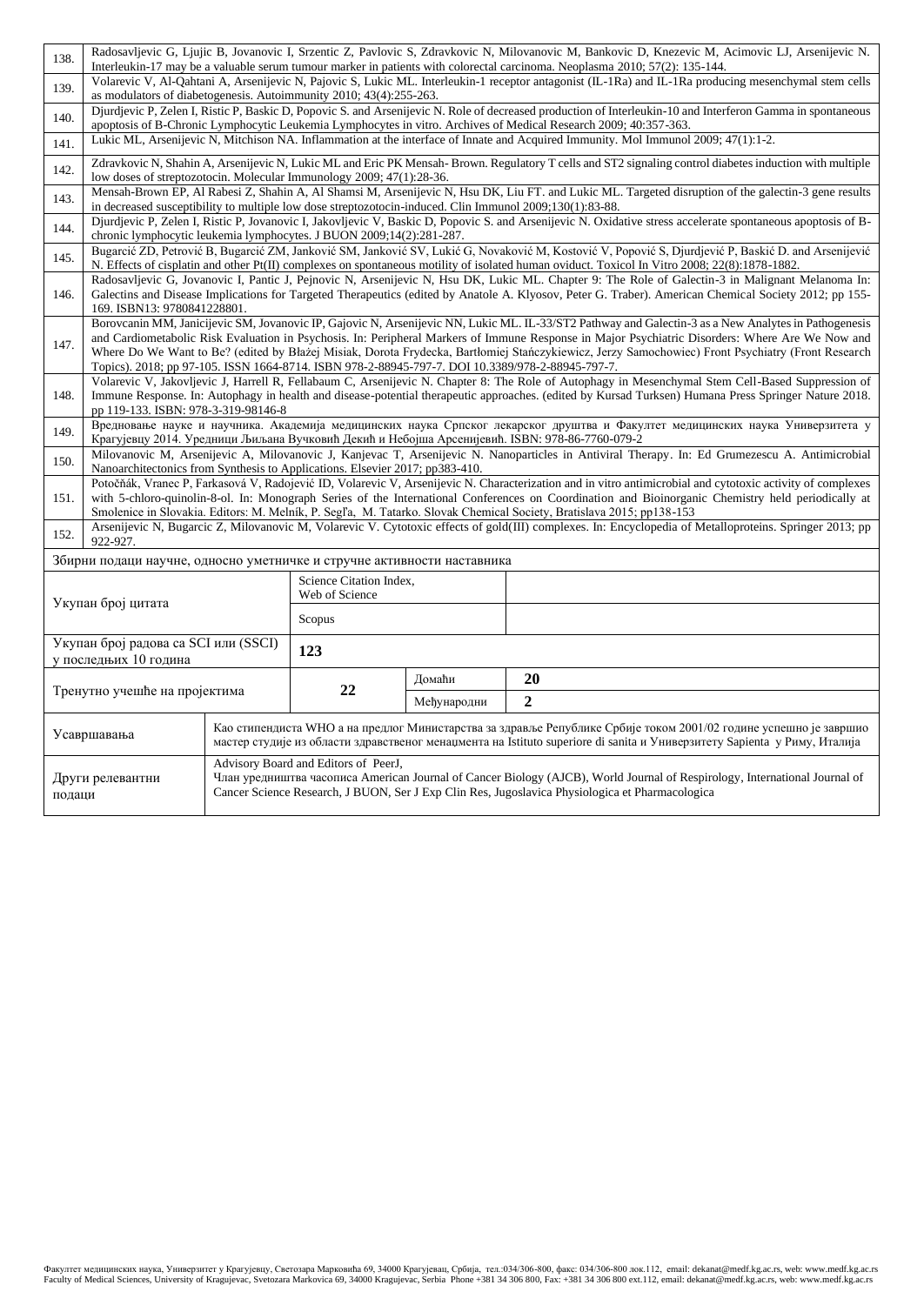| | |
|---|---|
| 138. | Radosavljevic G, Ljujic B, Jovanovic I, Srzentic Z, Pavlovic S, Zdravkovic N, Milovanovic M, Bankovic D, Knezevic M, Acimovic LJ, Arsenijevic N. Interleukin-17 may be a valuable serum tumour marker in patients with colorectal carcinoma. Neoplasma 2010; 57(2): 135-144. |
| 139. | Volarevic V, Al-Qahtani A, Arsenijevic N, Pajovic S, Lukic ML. Interleukin-1 receptor antagonist (IL-1Ra) and IL-1Ra producing mesenchymal stem cells as modulators of diabetogenesis. Autoimmunity 2010; 43(4):255-263. |
| 140. | Djurdjevic P, Zelen I, Ristic P, Baskic D, Popovic S. and Arsenijevic N. Role of decreased production of Interleukin-10 and Interferon Gamma in spontaneous apoptosis of B-Chronic Lymphocytic Leukemia Lymphocytes in vitro. Archives of Medical Research 2009; 40:357-363. |
| 141. | Lukic ML, Arsenijevic N, Mitchison NA. Inflammation at the interface of Innate and Acquired Immunity. Mol Immunol 2009; 47(1):1-2. |
| 142. | Zdravkovic N, Shahin A, Arsenijevic N, Lukic ML and Eric PK Mensah- Brown. Regulatory T cells and ST2 signaling control diabetes induction with multiple low doses of streptozotocin. Molecular Immunology 2009; 47(1):28-36. |
| 143. | Mensah-Brown EP, Al Rabesi Z, Shahin A, Al Shamsi M, Arsenijevic N, Hsu DK, Liu FT. and Lukic ML. Targeted disruption of the galectin-3 gene results in decreased susceptibility to multiple low dose streptozotocin-induced. Clin Immunol 2009;130(1):83-88. |
| 144. | Djurdjevic P, Zelen I, Ristic P, Jovanovic I, Jakovljevic V, Baskic D, Popovic S. and Arsenijevic N. Oxidative stress accelerate spontaneous apoptosis of B-chronic lymphocytic leukemia lymphocytes. J BUON 2009;14(2):281-287. |
| 145. | Bugarcić ZD, Petrović B, Bugarcić ZM, Janković SM, Janković SV, Lukić G, Novaković M, Kostović V, Popović S, Djurdjević P, Baskić D. and Arsenijević N. Effects of cisplatin and other Pt(II) complexes on spontaneous motility of isolated human oviduct. Toxicol In Vitro 2008; 22(8):1878-1882. |
| 146. | Radosavljevic G, Jovanovic I, Pantic J, Pejnovic N, Arsenijevic N, Hsu DK, Lukic ML. Chapter 9: The Role of Galectin-3 in Malignant Melanoma In: Galectins and Disease Implications for Targeted Therapeutics (edited by Anatole A. Klyosov, Peter G. Traber). American Chemical Society 2012; pp 155-169. ISBN13: 9780841228801. |
| 147. | Borovcanin MM, Janicijevic SM, Jovanovic IP, Gajovic N, Arsenijevic NN, Lukic ML. IL-33/ST2 Pathway and Galectin-3 as a New Analytes in Pathogenesis and Cardiometabolic Risk Evaluation in Psychosis. In: Peripheral Markers of Immune Response in Major Psychiatric Disorders: Where Are We Now and Where Do We Want to Be? (edited by Błażej Misiak, Dorota Frydecka, Bartłomiej Stańczykiewicz, Jerzy Samochowiec) Front Psychiatry (Front Research Topics). 2018; pp 97-105. ISSN 1664-8714. ISBN 978-2-88945-797-7. DOI 10.3389/978-2-88945-797-7. |
| 148. | Volarevic V, Jakovljevic J, Harrell R, Fellabaum C, Arsenijevic N. Chapter 8: The Role of Autophagy in Mesenchymal Stem Cell-Based Suppression of Immune Response. In: Autophagy in health and disease-potential therapeutic approaches. (edited by Kursad Turksen) Humana Press Springer Nature 2018. pp 119-133. ISBN: 978-3-319-98146-8 |
| 149. | Вредновање науке и научника. Академија медицинских наука Српског лекарског друштва и Факултет медицинских наука Универзитета у Крагујевцу 2014. Уредници Љиљана Вучковић Декић и Небојша Арсенијевић. ISBN: 978-86-7760-079-2 |
| 150. | Milovanovic M, Arsenijevic A, Milovanovic J, Kanjevac T, Arsenijevic N. Nanoparticles in Antiviral Therapy. In: Ed Grumezescu A. Antimicrobial Nanoarchitectonics from Synthesis to Applications. Elsevier 2017; pp383-410. |
| 151. | Potočňák, Vranec P, Farkasová V, Radojević ID, Volarevic V, Arsenijevic N. Characterization and in vitro antimicrobial and cytotoxic activity of complexes with 5-chloro-quinolin-8-ol. In: Monograph Series of the International Conferences on Coordination and Bioinorganic Chemistry held periodically at Smolenice in Slovakia. Editors: M. Melnik, P. Segľa, M. Tatarko. Slovak Chemical Society, Bratislava 2015; pp138-153 |
| 152. | Arsenijevic N, Bugarcic Z, Milovanovic M, Volarevic V. Cytotoxic effects of gold(III) complexes. In: Encyclopedia of Metalloproteins. Springer 2013; pp 922-927. |

**Збирни подаци научне, односно уметничке и стручне активности наставника**

| | | | |
|---|---|---|---|
| Укупан број цитата | Science Citation Index, Web of Science | | |
| | Scopus | | |
| Укупан број радова са SCI или (SSCI) у последњих 10 година | 123 | | |
| Тренутно учешће на пројектима | 22 | Домаћи | 20 |
| | | Међународни | 2 |
| Усавршавања | Као стипендиста WHO а на предлог Министарства за здравље Републике Србије током 2001/02 године успешно је завршио мастер студије из области здравственог менаџмента на Istituto superiore di sanita и Универзитету Sapienta у Риму, Италија | | |
| Други релевантни подаци | Advisory Board and Editors of PeerJ, Члан уредништва часописа American Journal of Cancer Biology (AJCB), World Journal of Respirology, International Journal of Cancer Science Research, J BUON, Ser J Exp Clin Res, Jugoslavica Physiologica et Pharmacologica | | |

Факултет медицинских наука, Универзитет у Крагујевцу, Светозара Марковића 69, 34000 Крагујевац, Србија, тел.:034/306-800, факс: 034/306-800 лок.112, email: dekanat@medf.kg.ac.rs, web: www.medf.kg.ac.rs
Faculty of Medical Sciences, University of Kragujevac, Svetozara Markovica 69, 34000 Kragujevac, Serbia Phone +381 34 306 800, Fax: +381 34 306 800 ext.112, email: dekanat@medf.kg.ac.rs, web: www.medf.kg.ac.rs